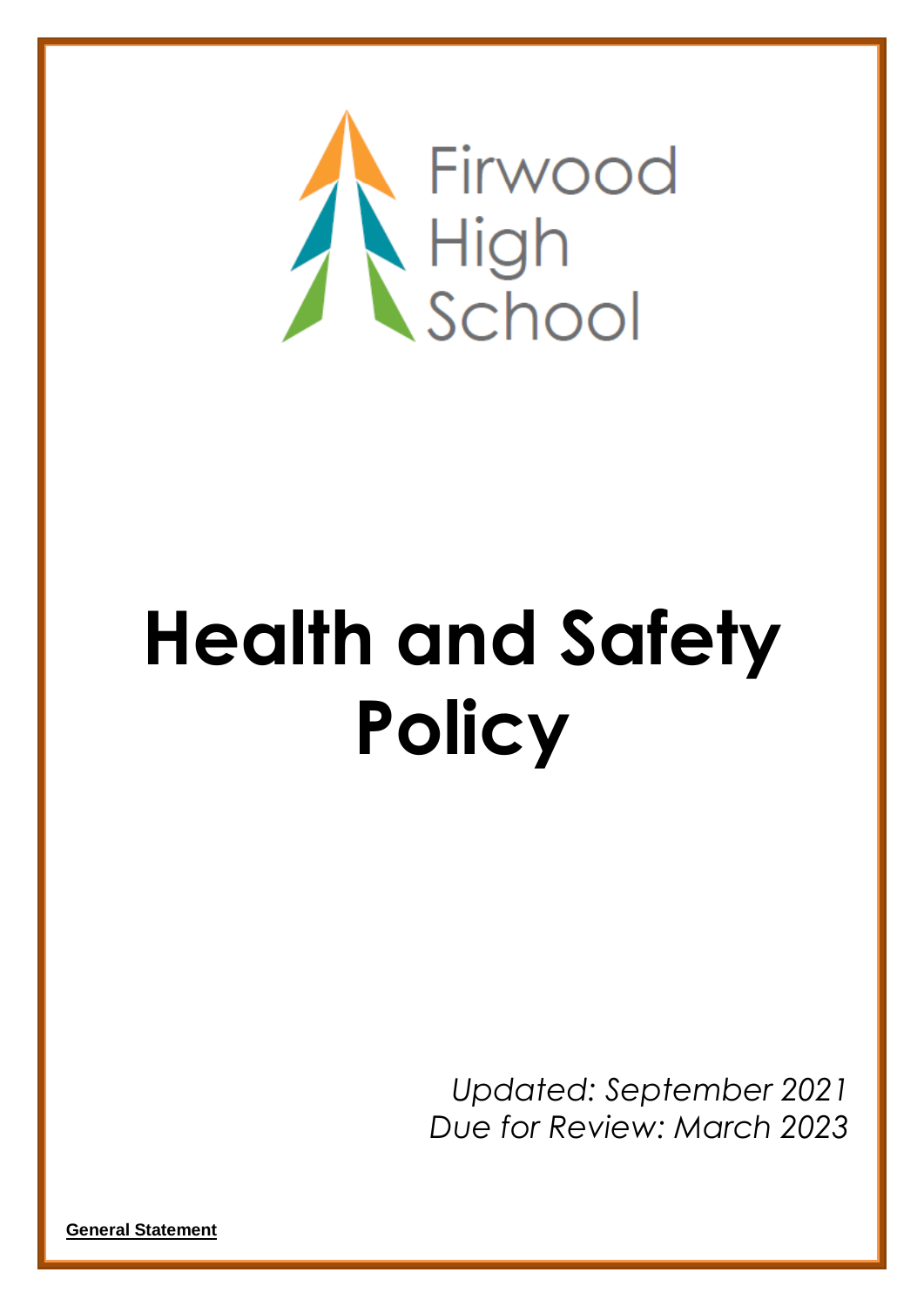Firwood High School

# Health and Safety Policy

*Updated: September 2021*
*Due for Review: March 2023*

**General Statement**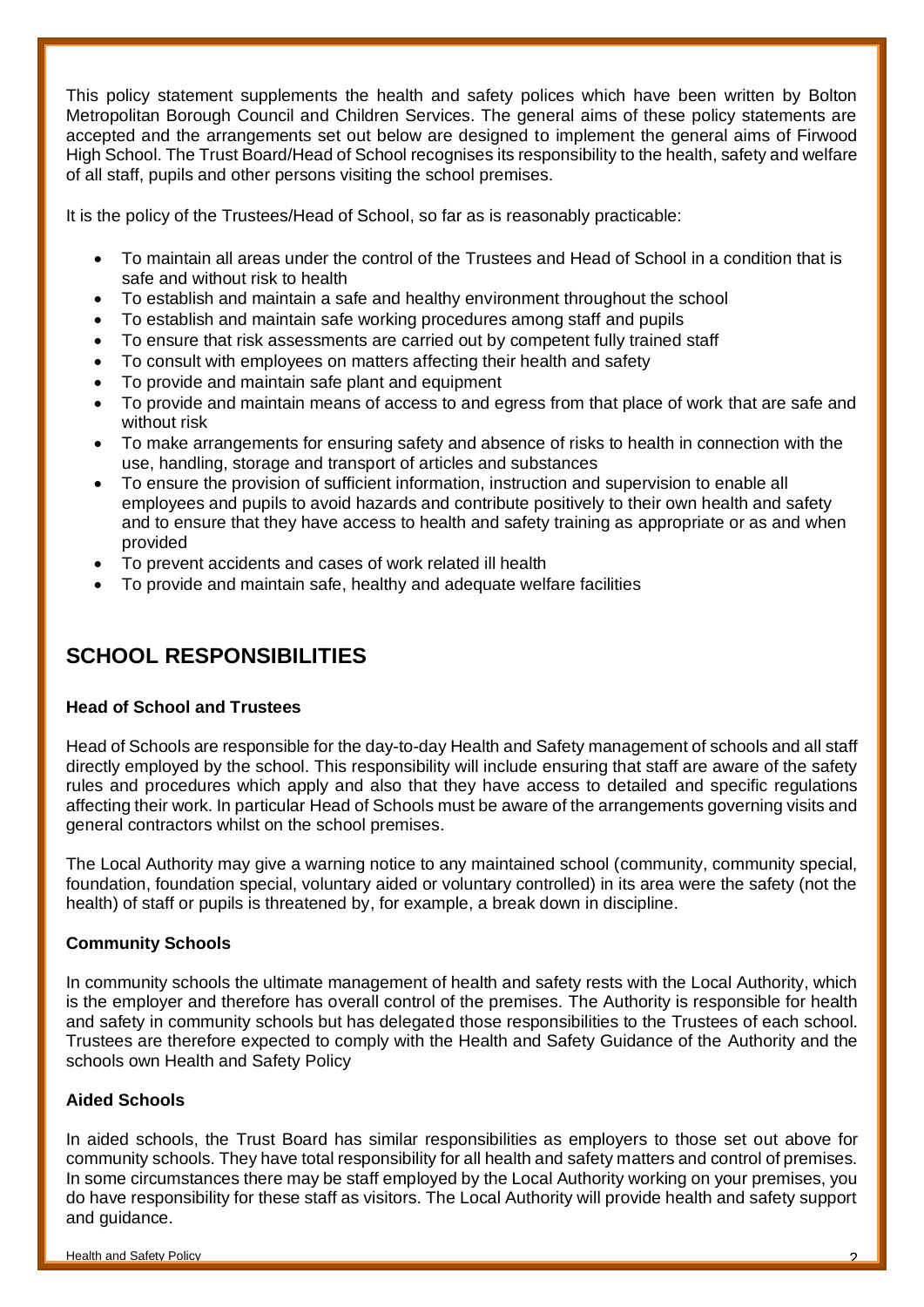This policy statement supplements the health and safety polices which have been written by Bolton Metropolitan Borough Council and Children Services. The general aims of these policy statements are accepted and the arrangements set out below are designed to implement the general aims of Firwood High School. The Trust Board/Head of School recognises its responsibility to the health, safety and welfare of all staff, pupils and other persons visiting the school premises.

It is the policy of the Trustees/Head of School, so far as is reasonably practicable:

- To maintain all areas under the control of the Trustees and Head of School in a condition that is safe and without risk to health
- To establish and maintain a safe and healthy environment throughout the school
- To establish and maintain safe working procedures among staff and pupils
- To ensure that risk assessments are carried out by competent fully trained staff
- To consult with employees on matters affecting their health and safety
- To provide and maintain safe plant and equipment
- To provide and maintain means of access to and egress from that place of work that are safe and without risk
- To make arrangements for ensuring safety and absence of risks to health in connection with the use, handling, storage and transport of articles and substances
- To ensure the provision of sufficient information, instruction and supervision to enable all employees and pupils to avoid hazards and contribute positively to their own health and safety and to ensure that they have access to health and safety training as appropriate or as and when provided
- To prevent accidents and cases of work related ill health
- To provide and maintain safe, healthy and adequate welfare facilities

## SCHOOL RESPONSIBILITIES

**Head of School and Trustees**

Head of Schools are responsible for the day-to-day Health and Safety management of schools and all staff directly employed by the school. This responsibility will include ensuring that staff are aware of the safety rules and procedures which apply and also that they have access to detailed and specific regulations affecting their work. In particular Head of Schools must be aware of the arrangements governing visits and general contractors whilst on the school premises.

The Local Authority may give a warning notice to any maintained school (community, community special, foundation, foundation special, voluntary aided or voluntary controlled) in its area were the safety (not the health) of staff or pupils is threatened by, for example, a break down in discipline.

**Community Schools**

In community schools the ultimate management of health and safety rests with the Local Authority, which is the employer and therefore has overall control of the premises. The Authority is responsible for health and safety in community schools but has delegated those responsibilities to the Trustees of each school. Trustees are therefore expected to comply with the Health and Safety Guidance of the Authority and the schools own Health and Safety Policy

**Aided Schools**

In aided schools, the Trust Board has similar responsibilities as employers to those set out above for community schools. They have total responsibility for all health and safety matters and control of premises. In some circumstances there may be staff employed by the Local Authority working on your premises, you do have responsibility for these staff as visitors. The Local Authority will provide health and safety support and guidance.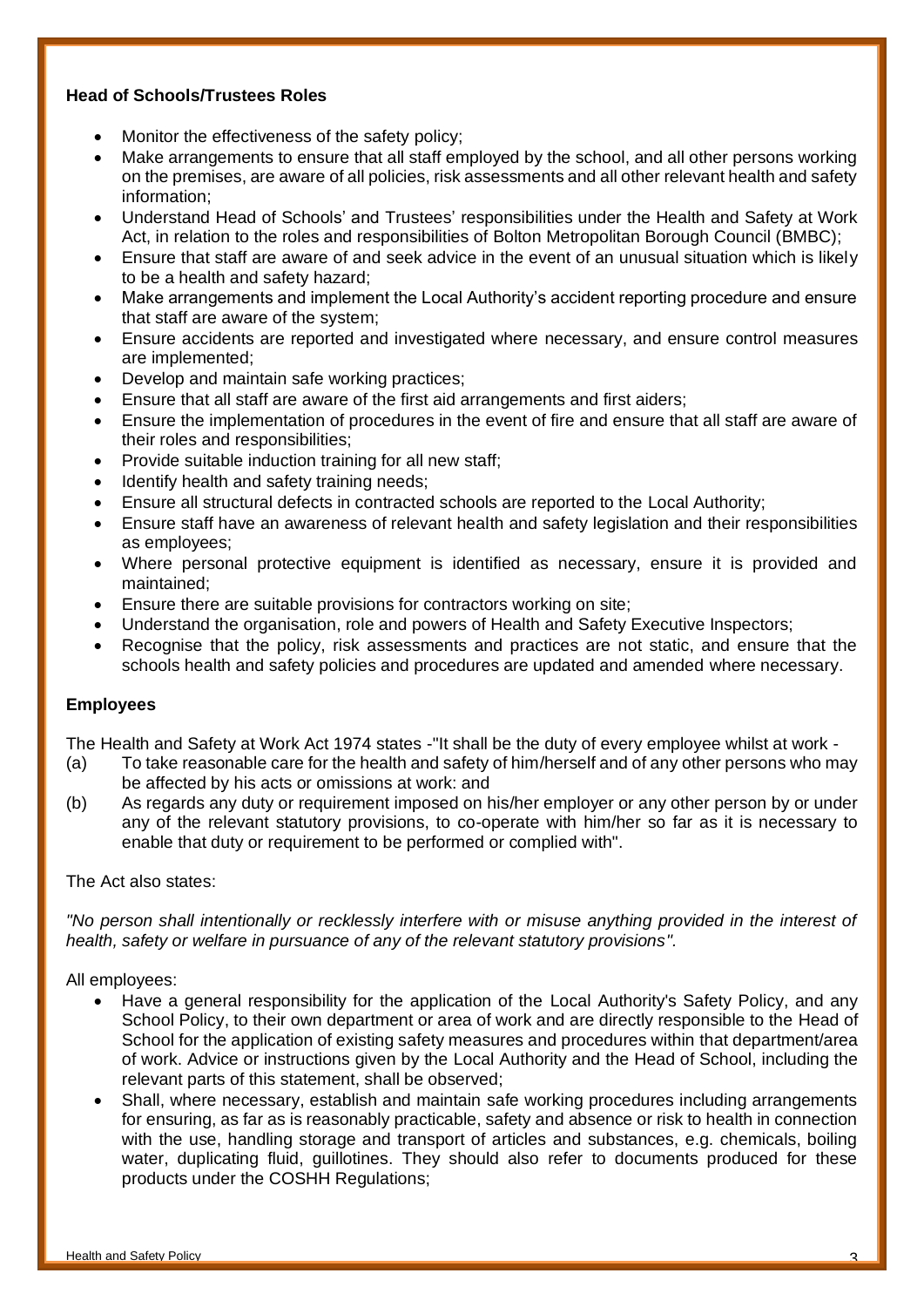**Head of Schools/Trustees Roles**

- Monitor the effectiveness of the safety policy;
- Make arrangements to ensure that all staff employed by the school, and all other persons working on the premises, are aware of all policies, risk assessments and all other relevant health and safety information;
- Understand Head of Schools' and Trustees' responsibilities under the Health and Safety at Work Act, in relation to the roles and responsibilities of Bolton Metropolitan Borough Council (BMBC);
- Ensure that staff are aware of and seek advice in the event of an unusual situation which is likely to be a health and safety hazard;
- Make arrangements and implement the Local Authority's accident reporting procedure and ensure that staff are aware of the system;
- Ensure accidents are reported and investigated where necessary, and ensure control measures are implemented;
- Develop and maintain safe working practices;
- Ensure that all staff are aware of the first aid arrangements and first aiders;
- Ensure the implementation of procedures in the event of fire and ensure that all staff are aware of their roles and responsibilities;
- Provide suitable induction training for all new staff;
- Identify health and safety training needs;
- Ensure all structural defects in contracted schools are reported to the Local Authority;
- Ensure staff have an awareness of relevant health and safety legislation and their responsibilities as employees;
- Where personal protective equipment is identified as necessary, ensure it is provided and maintained;
- Ensure there are suitable provisions for contractors working on site;
- Understand the organisation, role and powers of Health and Safety Executive Inspectors;
- Recognise that the policy, risk assessments and practices are not static, and ensure that the schools health and safety policies and procedures are updated and amended where necessary.

**Employees**

The Health and Safety at Work Act 1974 states -"It shall be the duty of every employee whilst at work -

(a) To take reasonable care for the health and safety of him/herself and of any other persons who may be affected by his acts or omissions at work: and

(b) As regards any duty or requirement imposed on his/her employer or any other person by or under any of the relevant statutory provisions, to co-operate with him/her so far as it is necessary to enable that duty or requirement to be performed or complied with".

The Act also states:

*"No person shall intentionally or recklessly interfere with or misuse anything provided in the interest of health, safety or welfare in pursuance of any of the relevant statutory provisions".*

All employees:

- Have a general responsibility for the application of the Local Authority's Safety Policy, and any School Policy, to their own department or area of work and are directly responsible to the Head of School for the application of existing safety measures and procedures within that department/area of work. Advice or instructions given by the Local Authority and the Head of School, including the relevant parts of this statement, shall be observed;
- Shall, where necessary, establish and maintain safe working procedures including arrangements for ensuring, as far as is reasonably practicable, safety and absence or risk to health in connection with the use, handling storage and transport of articles and substances, e.g. chemicals, boiling water, duplicating fluid, guillotines. They should also refer to documents produced for these products under the COSHH Regulations;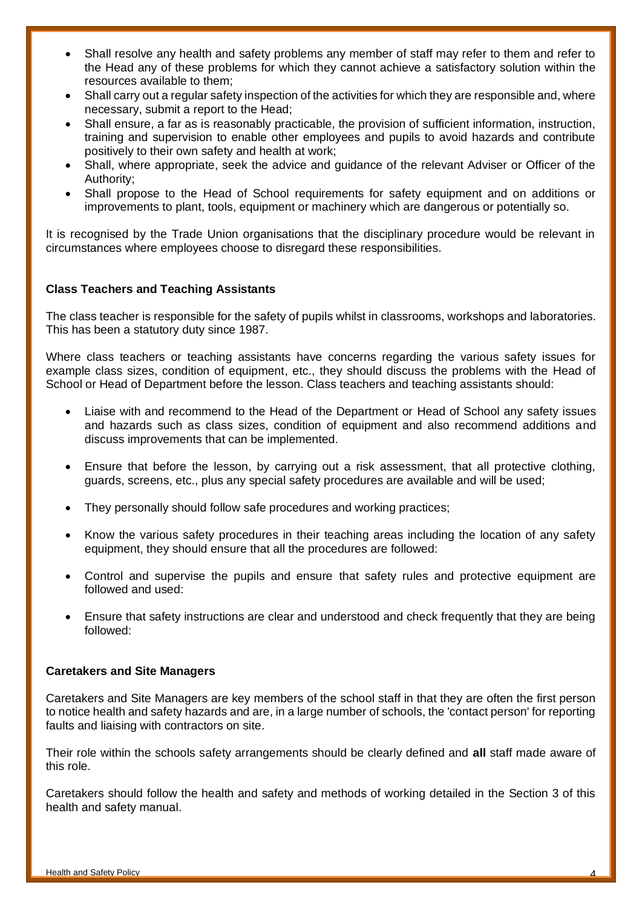- Shall resolve any health and safety problems any member of staff may refer to them and refer to the Head any of these problems for which they cannot achieve a satisfactory solution within the resources available to them;
- Shall carry out a regular safety inspection of the activities for which they are responsible and, where necessary, submit a report to the Head;
- Shall ensure, a far as is reasonably practicable, the provision of sufficient information, instruction, training and supervision to enable other employees and pupils to avoid hazards and contribute positively to their own safety and health at work;
- Shall, where appropriate, seek the advice and guidance of the relevant Adviser or Officer of the Authority;
- Shall propose to the Head of School requirements for safety equipment and on additions or improvements to plant, tools, equipment or machinery which are dangerous or potentially so.

It is recognised by the Trade Union organisations that the disciplinary procedure would be relevant in circumstances where employees choose to disregard these responsibilities.

**Class Teachers and Teaching Assistants**

The class teacher is responsible for the safety of pupils whilst in classrooms, workshops and laboratories. This has been a statutory duty since 1987.

Where class teachers or teaching assistants have concerns regarding the various safety issues for example class sizes, condition of equipment, etc., they should discuss the problems with the Head of School or Head of Department before the lesson. Class teachers and teaching assistants should:

- Liaise with and recommend to the Head of the Department or Head of School any safety issues and hazards such as class sizes, condition of equipment and also recommend additions and discuss improvements that can be implemented.

- Ensure that before the lesson, by carrying out a risk assessment, that all protective clothing, guards, screens, etc., plus any special safety procedures are available and will be used;

- They personally should follow safe procedures and working practices;

- Know the various safety procedures in their teaching areas including the location of any safety equipment, they should ensure that all the procedures are followed:

- Control and supervise the pupils and ensure that safety rules and protective equipment are followed and used:

- Ensure that safety instructions are clear and understood and check frequently that they are being followed:

**Caretakers and Site Managers**

Caretakers and Site Managers are key members of the school staff in that they are often the first person to notice health and safety hazards and are, in a large number of schools, the 'contact person' for reporting faults and liaising with contractors on site.

Their role within the schools safety arrangements should be clearly defined and **all** staff made aware of this role.

Caretakers should follow the health and safety and methods of working detailed in the Section 3 of this health and safety manual.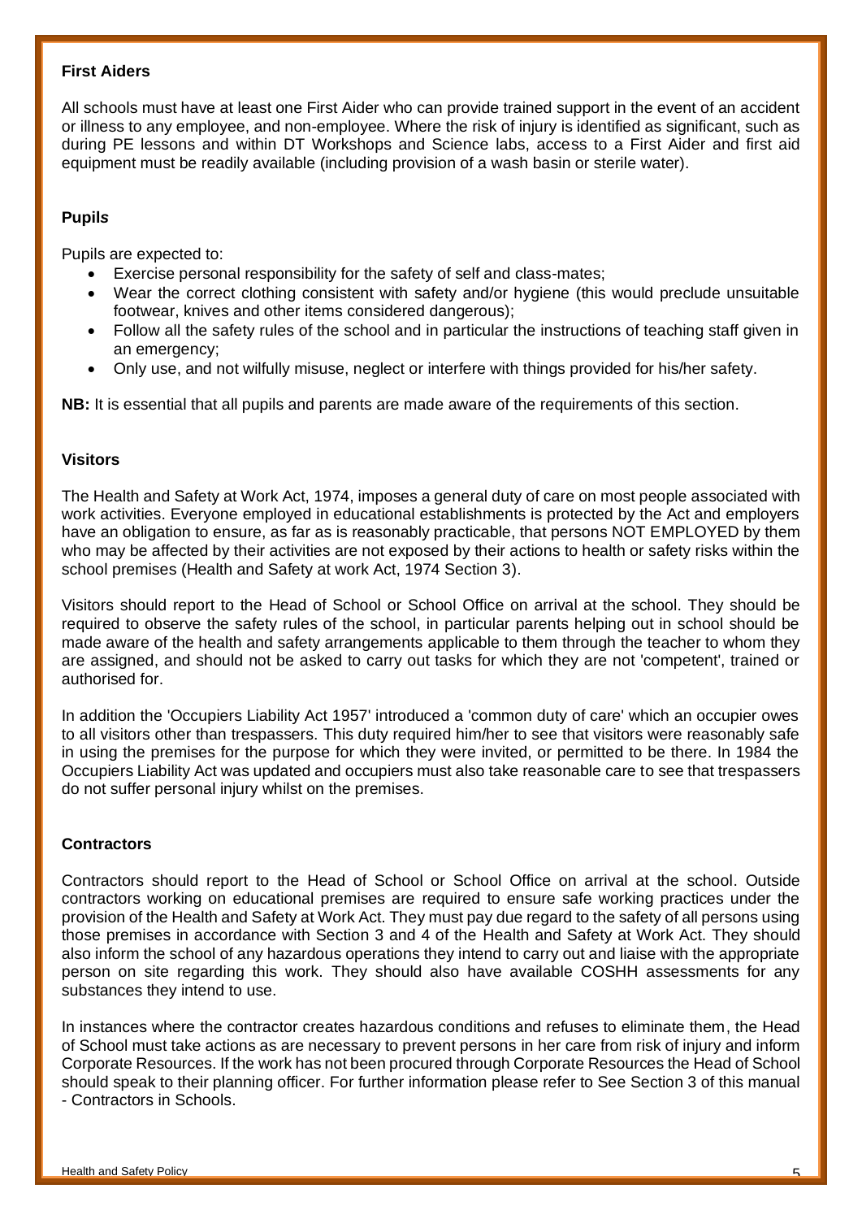### First Aiders

All schools must have at least one First Aider who can provide trained support in the event of an accident or illness to any employee, and non-employee. Where the risk of injury is identified as significant, such as during PE lessons and within DT Workshops and Science labs, access to a First Aider and first aid equipment must be readily available (including provision of a wash basin or sterile water).

### Pupil*s*

Pupils are expected to:

- Exercise personal responsibility for the safety of self and class-mates;
- Wear the correct clothing consistent with safety and/or hygiene (this would preclude unsuitable footwear, knives and other items considered dangerous);
- Follow all the safety rules of the school and in particular the instructions of teaching staff given in an emergency;
- Only use, and not wilfully misuse, neglect or interfere with things provided for his/her safety.

**NB:** It is essential that all pupils and parents are made aware of the requirements of this section.

### Visitors

The Health and Safety at Work Act, 1974, imposes a general duty of care on most people associated with work activities. Everyone employed in educational establishments is protected by the Act and employers have an obligation to ensure, as far as is reasonably practicable, that persons NOT EMPLOYED by them who may be affected by their activities are not exposed by their actions to health or safety risks within the school premises (Health and Safety at work Act, 1974 Section 3).

Visitors should report to the Head of School or School Office on arrival at the school. They should be required to observe the safety rules of the school, in particular parents helping out in school should be made aware of the health and safety arrangements applicable to them through the teacher to whom they are assigned, and should not be asked to carry out tasks for which they are not 'competent', trained or authorised for.

In addition the 'Occupiers Liability Act 1957' introduced a 'common duty of care' which an occupier owes to all visitors other than trespassers. This duty required him/her to see that visitors were reasonably safe in using the premises for the purpose for which they were invited, or permitted to be there. In 1984 the Occupiers Liability Act was updated and occupiers must also take reasonable care to see that trespassers do not suffer personal injury whilst on the premises.

### Contractors

Contractors should report to the Head of School or School Office on arrival at the school. Outside contractors working on educational premises are required to ensure safe working practices under the provision of the Health and Safety at Work Act. They must pay due regard to the safety of all persons using those premises in accordance with Section 3 and 4 of the Health and Safety at Work Act. They should also inform the school of any hazardous operations they intend to carry out and liaise with the appropriate person on site regarding this work. They should also have available COSHH assessments for any substances they intend to use.

In instances where the contractor creates hazardous conditions and refuses to eliminate them, the Head of School must take actions as are necessary to prevent persons in her care from risk of injury and inform Corporate Resources. If the work has not been procured through Corporate Resources the Head of School should speak to their planning officer. For further information please refer to See Section 3 of this manual - Contractors in Schools.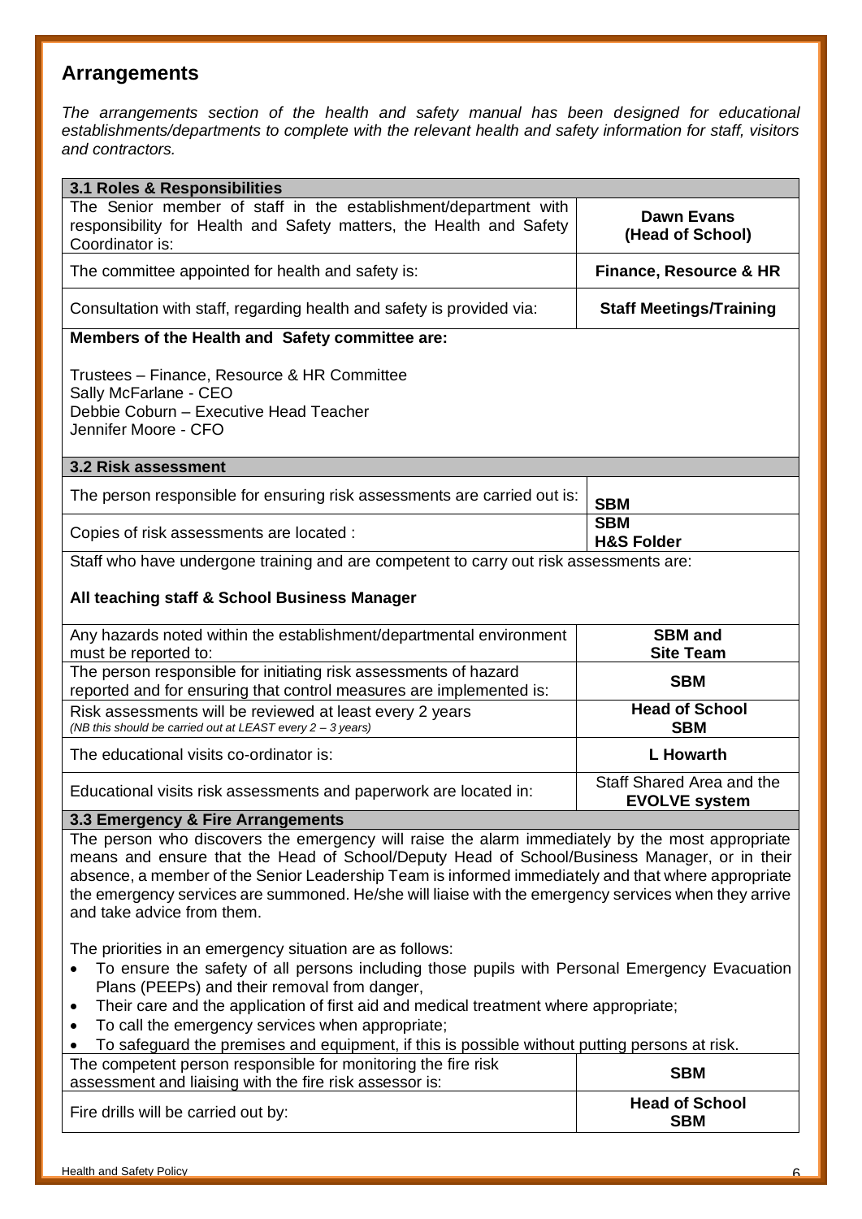## Arrangements

*The arrangements section of the health and safety manual has been designed for educational establishments/departments to complete with the relevant health and safety information for staff, visitors and contractors.*

| **3.1 Roles & Responsibilities** | |
|---|---|
| The Senior member of staff in the establishment/department with responsibility for Health and Safety matters, the Health and Safety Coordinator is: | **Dawn Evans (Head of School)** |
| The committee appointed for health and safety is: | **Finance, Resource & HR** |
| Consultation with staff, regarding health and safety is provided via: | **Staff Meetings/Training** |
| **Members of the Health and Safety committee are:**<br><br>Trustees – Finance, Resource & HR Committee<br>Sally McFarlane - CEO<br>Debbie Coburn – Executive Head Teacher<br>Jennifer Moore - CFO | |
| **3.2 Risk assessment** | |
| The person responsible for ensuring risk assessments are carried out is: | **SBM** |
| Copies of risk assessments are located : | **SBM**<br>**H&S Folder** |
| Staff who have undergone training and are competent to carry out risk assessments are:<br><br>**All teaching staff & School Business Manager** | |
| Any hazards noted within the establishment/departmental environment must be reported to: | **SBM and Site Team** |
| The person responsible for initiating risk assessments of hazard reported and for ensuring that control measures are implemented is: | **SBM** |
| Risk assessments will be reviewed at least every 2 years<br>*(NB this should be carried out at LEAST every 2 – 3 years)* | **Head of School**<br>**SBM** |
| The educational visits co-ordinator is: | **L Howarth** |
| Educational visits risk assessments and paperwork are located in: | Staff Shared Area and the **EVOLVE system** |
| **3.3 Emergency & Fire Arrangements** | |
| The person who discovers the emergency will raise the alarm immediately by the most appropriate means and ensure that the Head of School/Deputy Head of School/Business Manager, or in their absence, a member of the Senior Leadership Team is informed immediately and that where appropriate the emergency services are summoned. He/she will liaise with the emergency services when they arrive and take advice from them.<br><br>The priorities in an emergency situation are as follows:<br>• To ensure the safety of all persons including those pupils with Personal Emergency Evacuation Plans (PEEPs) and their removal from danger,<br>• Their care and the application of first aid and medical treatment where appropriate;<br>• To call the emergency services when appropriate;<br>• To safeguard the premises and equipment, if this is possible without putting persons at risk. | |
| The competent person responsible for monitoring the fire risk assessment and liaising with the fire risk assessor is: | **SBM** |
| Fire drills will be carried out by: | **Head of School**<br>**SBM** |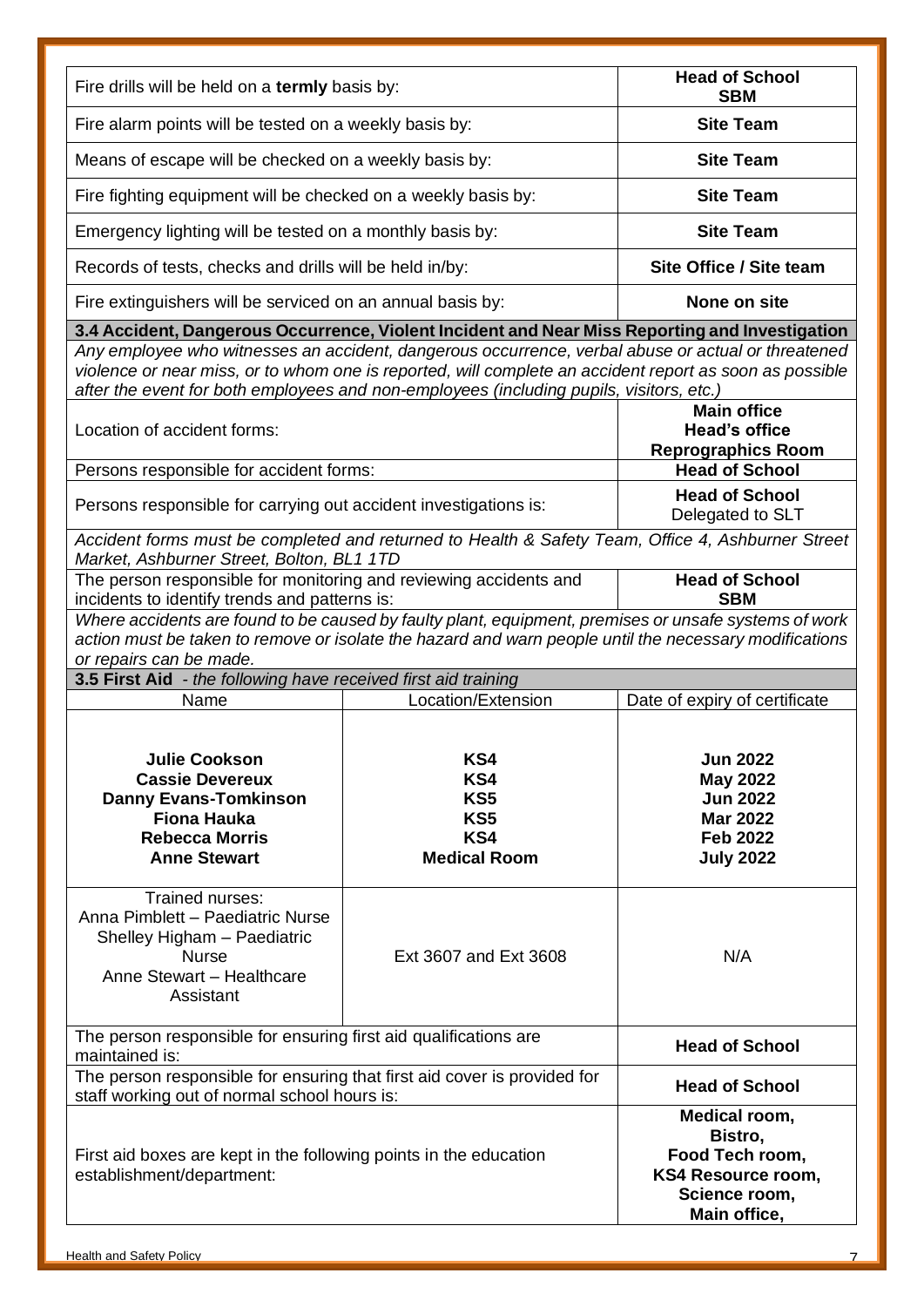| Fire drills will be held on a **termly** basis by: | **Head of School SBM** |
|---|---|
| Fire alarm points will be tested on a weekly basis by: | **Site Team** |
| Means of escape will be checked on a weekly basis by: | **Site Team** |
| Fire fighting equipment will be checked on a weekly basis by: | **Site Team** |
| Emergency lighting will be tested on a monthly basis by: | **Site Team** |
| Records of tests, checks and drills will be held in/by: | **Site Office / Site team** |
| Fire extinguishers will be serviced on an annual basis by: | **None on site** |

**3.4 Accident, Dangerous Occurrence, Violent Incident and Near Miss Reporting and Investigation**

*Any employee who witnesses an accident, dangerous occurrence, verbal abuse or actual or threatened violence or near miss, or to whom one is reported, will complete an accident report as soon as possible after the event for both employees and non-employees (including pupils, visitors, etc.)*

| Location of accident forms: | **Main office**<br>**Head's office**<br>**Reprographics Room** |
|---|---|
| Persons responsible for accident forms: | **Head of School** |
| Persons responsible for carrying out accident investigations is: | **Head of School**<br>Delegated to SLT |

*Accident forms must be completed and returned to Health & Safety Team, Office 4, Ashburner Street Market, Ashburner Street, Bolton, BL1 1TD*

| The person responsible for monitoring and reviewing accidents and incidents to identify trends and patterns is: | **Head of School SBM** |
|---|---|

*Where accidents are found to be caused by faulty plant, equipment, premises or unsafe systems of work action must be taken to remove or isolate the hazard and warn people until the necessary modifications or repairs can be made.*

**3.5 First Aid** *- the following have received first aid training*

| Name | Location/Extension | Date of expiry of certificate |
|---|---|---|
| **Julie Cookson** | **KS4** | **Jun 2022** |
| **Cassie Devereux** | **KS4** | **May 2022** |
| **Danny Evans-Tomkinson** | **KS5** | **Jun 2022** |
| **Fiona Hauka** | **KS5** | **Mar 2022** |
| **Rebecca Morris** | **KS4** | **Feb 2022** |
| **Anne Stewart** | **Medical Room** | **July 2022** |
| Trained nurses:<br>Anna Pimblett – Paediatric Nurse<br>Shelley Higham – Paediatric Nurse<br>Anne Stewart – Healthcare Assistant | Ext 3607 and Ext 3608 | N/A |

| The person responsible for ensuring first aid qualifications are maintained is: | **Head of School** |
|---|---|
| The person responsible for ensuring that first aid cover is provided for staff working out of normal school hours is: | **Head of School** |
| First aid boxes are kept in the following points in the education establishment/department: | **Medical room,**<br>**Bistro,**<br>**Food Tech room,**<br>**KS4 Resource room,**<br>**Science room,**<br>**Main office,** |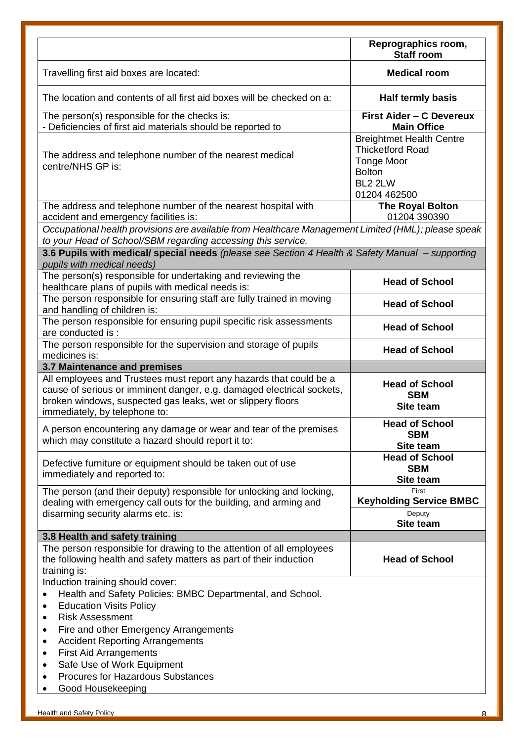| | |
|---|---|
| | **Reprographics room, Staff room** |
| Travelling first aid boxes are located: | **Medical room** |
| The location and contents of all first aid boxes will be checked on a: | **Half termly basis** |
| The person(s) responsible for the checks is:<br>- Deficiencies of first aid materials should be reported to | **First Aider – C Devereux**<br>**Main Office** |
| The address and telephone number of the nearest medical centre/NHS GP is: | Breightmet Health Centre<br>Thicketford Road<br>Tonge Moor<br>Bolton<br>BL2 2LW<br>01204 462500 |
| The address and telephone number of the nearest hospital with accident and emergency facilities is: | **The Royal Bolton**<br>01204 390390 |
| *Occupational health provisions are available from Healthcare Management Limited (HML); please speak to your Head of School/SBM regarding accessing this service.* | |
| **3.6 Pupils with medical/ special needs** *(please see Section 4 Health & Safety Manual – supporting pupils with medical needs)* | |
| The person(s) responsible for undertaking and reviewing the healthcare plans of pupils with medical needs is: | **Head of School** |
| The person responsible for ensuring staff are fully trained in moving and handling of children is: | **Head of School** |
| The person responsible for ensuring pupil specific risk assessments are conducted is : | **Head of School** |
| The person responsible for the supervision and storage of pupils medicines is: | **Head of School** |
| **3.7 Maintenance and premises** | |
| All employees and Trustees must report any hazards that could be a cause of serious or imminent danger, e.g. damaged electrical sockets, broken windows, suspected gas leaks, wet or slippery floors immediately, by telephone to: | **Head of School**<br>**SBM**<br>**Site team** |
| A person encountering any damage or wear and tear of the premises which may constitute a hazard should report it to: | **Head of School**<br>**SBM**<br>**Site team** |
| Defective furniture or equipment should be taken out of use immediately and reported to: | **Head of School**<br>**SBM**<br>**Site team** |
| The person (and their deputy) responsible for unlocking and locking, dealing with emergency call outs for the building, and arming and disarming security alarms etc. is: | First<br>**Keyholding Service BMBC**<br>Deputy<br>**Site team** |
| **3.8 Health and safety training** | |
| The person responsible for drawing to the attention of all employees the following health and safety matters as part of their induction training is: | **Head of School** |

Induction training should cover:

- Health and Safety Policies: BMBC Departmental, and School.
- Education Visits Policy
- Risk Assessment
- Fire and other Emergency Arrangements
- Accident Reporting Arrangements
- First Aid Arrangements
- Safe Use of Work Equipment
- Procures for Hazardous Substances
- Good Housekeeping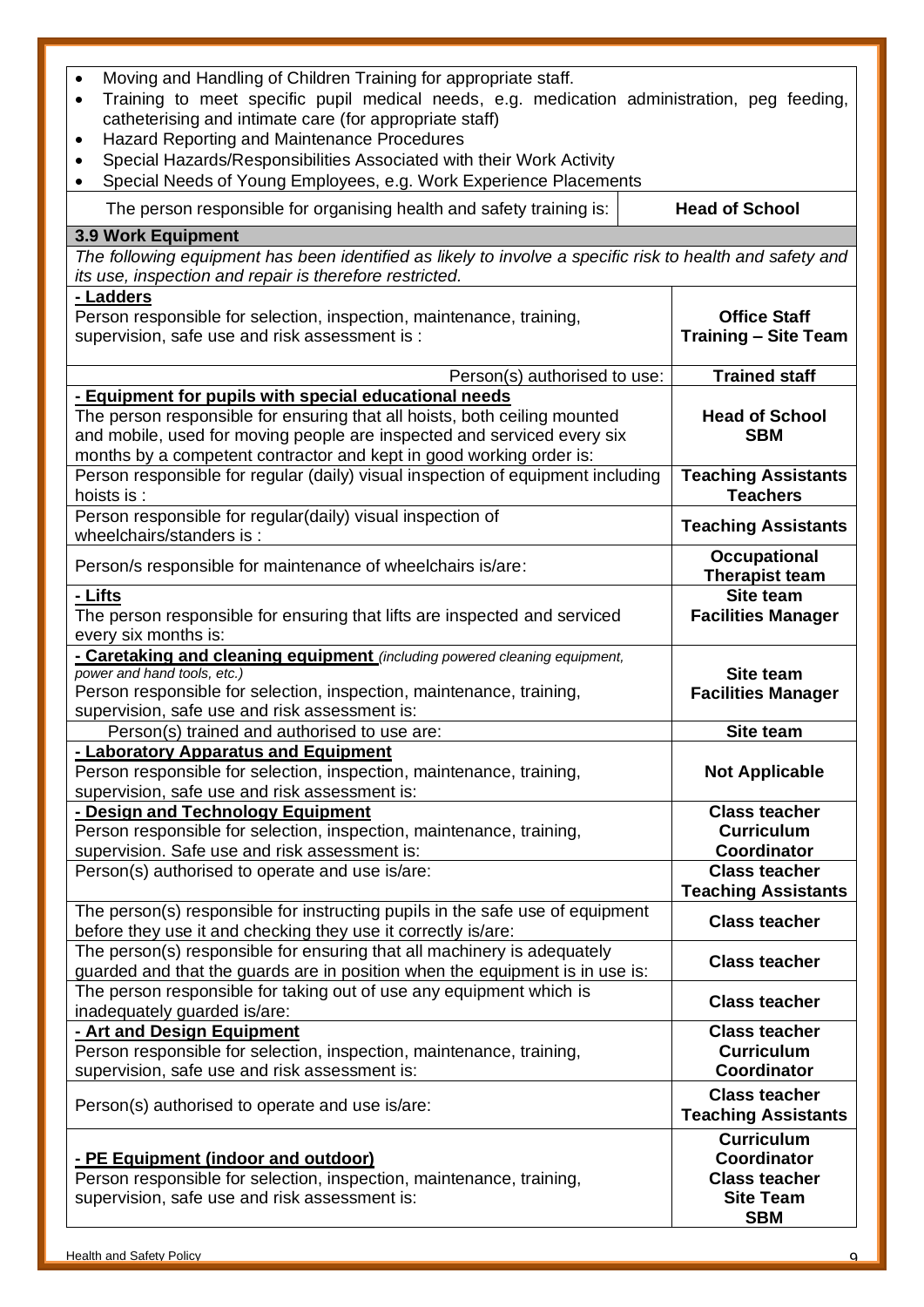- Moving and Handling of Children Training for appropriate staff.
- Training to meet specific pupil medical needs, e.g. medication administration, peg feeding, catheterising and intimate care (for appropriate staff)
- Hazard Reporting and Maintenance Procedures
- Special Hazards/Responsibilities Associated with their Work Activity
- Special Needs of Young Employees, e.g. Work Experience Placements

| The person responsible for organising health and safety training is: | **Head of School** |
|---|---|

### 3.9 Work Equipment

*The following equipment has been identified as likely to involve a specific risk to health and safety and its use, inspection and repair is therefore restricted.*

| | |
|---|---|
| **- Ladders**<br>Person responsible for selection, inspection, maintenance, training, supervision, safe use and risk assessment is : | **Office Staff**<br>**Training – Site Team** |
| Person(s) authorised to use: | **Trained staff** |
| **- Equipment for pupils with special educational needs**<br>The person responsible for ensuring that all hoists, both ceiling mounted and mobile, used for moving people are inspected and serviced every six months by a competent contractor and kept in good working order is: | **Head of School**<br>**SBM** |
| Person responsible for regular (daily) visual inspection of equipment including hoists is : | **Teaching Assistants**<br>**Teachers** |
| Person responsible for regular(daily) visual inspection of wheelchairs/standers is : | **Teaching Assistants** |
| Person/s responsible for maintenance of wheelchairs is/are: | **Occupational Therapist team** |
| **- Lifts**<br>The person responsible for ensuring that lifts are inspected and serviced every six months is: | **Site team**<br>**Facilities Manager** |
| **- Caretaking and cleaning equipment** *(including powered cleaning equipment, power and hand tools, etc.)*<br>Person responsible for selection, inspection, maintenance, training, supervision, safe use and risk assessment is: | **Site team**<br>**Facilities Manager** |
| Person(s) trained and authorised to use are: | **Site team** |
| **- Laboratory Apparatus and Equipment**<br>Person responsible for selection, inspection, maintenance, training, supervision, safe use and risk assessment is: | **Not Applicable** |
| **- Design and Technology Equipment**<br>Person responsible for selection, inspection, maintenance, training, supervision. Safe use and risk assessment is: | **Class teacher**<br>**Curriculum Coordinator** |
| Person(s) authorised to operate and use is/are: | **Class teacher**<br>**Teaching Assistants** |
| The person(s) responsible for instructing pupils in the safe use of equipment before they use it and checking they use it correctly is/are: | **Class teacher** |
| The person(s) responsible for ensuring that all machinery is adequately guarded and that the guards are in position when the equipment is in use is: | **Class teacher** |
| The person responsible for taking out of use any equipment which is inadequately guarded is/are: | **Class teacher** |
| **- Art and Design Equipment**<br>Person responsible for selection, inspection, maintenance, training, supervision, safe use and risk assessment is: | **Class teacher**<br>**Curriculum Coordinator** |
| Person(s) authorised to operate and use is/are: | **Class teacher**<br>**Teaching Assistants** |
| **- PE Equipment (indoor and outdoor)**<br>Person responsible for selection, inspection, maintenance, training, supervision, safe use and risk assessment is: | **Curriculum Coordinator**<br>**Class teacher**<br>**Site Team**<br>**SBM** |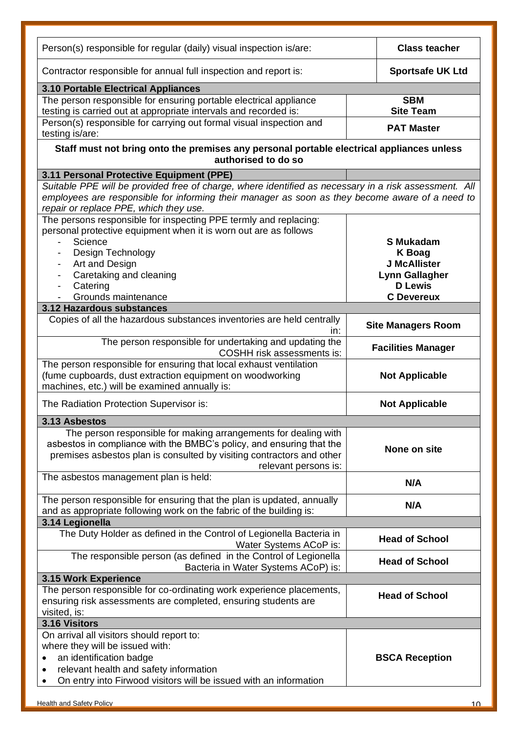| | |
|---|---|
| Person(s) responsible for regular (daily) visual inspection is/are: | **Class teacher** |
| Contractor responsible for annual full inspection and report is: | **Sportsafe UK Ltd** |

| **3.10 Portable Electrical Appliances** | |
|---|---|
| The person responsible for ensuring portable electrical appliance testing is carried out at appropriate intervals and recorded is: | **SBM**<br>**Site Team** |
| Person(s) responsible for carrying out formal visual inspection and testing is/are: | **PAT Master** |
| **Staff must not bring onto the premises any personal portable electrical appliances unless authorised to do so** | |

| **3.11 Personal Protective Equipment (PPE)** | |
|---|---|
| *Suitable PPE will be provided free of charge, where identified as necessary in a risk assessment. All employees are responsible for informing their manager as soon as they become aware of a need to repair or replace PPE, which they use.* | |
| The persons responsible for inspecting PPE termly and replacing: personal protective equipment when it is worn out are as follows<br>- Science<br>- Design Technology<br>- Art and Design<br>- Caretaking and cleaning<br>- Catering<br>- Grounds maintenance | <br><br>**S Mukadam**<br>**K Boag**<br>**J McAllister**<br>**Lynn Gallagher**<br>**D Lewis**<br>**C Devereux** |

| **3.12 Hazardous substances** | |
|---|---|
| Copies of all the hazardous substances inventories are held centrally in: | **Site Managers Room** |
| The person responsible for undertaking and updating the COSHH risk assessments is: | **Facilities Manager** |
| The person responsible for ensuring that local exhaust ventilation (fume cupboards, dust extraction equipment on woodworking machines, etc.) will be examined annually is: | **Not Applicable** |
| The Radiation Protection Supervisor is: | **Not Applicable** |

| **3.13 Asbestos** | |
|---|---|
| The person responsible for making arrangements for dealing with asbestos in compliance with the BMBC's policy, and ensuring that the premises asbestos plan is consulted by visiting contractors and other relevant persons is: | **None on site** |
| The asbestos management plan is held: | **N/A** |
| The person responsible for ensuring that the plan is updated, annually and as appropriate following work on the fabric of the building is: | **N/A** |

| **3.14 Legionella** | |
|---|---|
| The Duty Holder as defined in the Control of Legionella Bacteria in Water Systems ACoP is: | **Head of School** |
| The responsible person (as defined in the Control of Legionella Bacteria in Water Systems ACoP) is: | **Head of School** |

| **3.15 Work Experience** | |
|---|---|
| The person responsible for co-ordinating work experience placements, ensuring risk assessments are completed, ensuring students are visited, is: | **Head of School** |

| **3.16 Visitors** | |
|---|---|
| On arrival all visitors should report to:<br>where they will be issued with:<br>• an identification badge<br>• relevant health and safety information<br>• On entry into Firwood visitors will be issued with an information | **BSCA Reception** |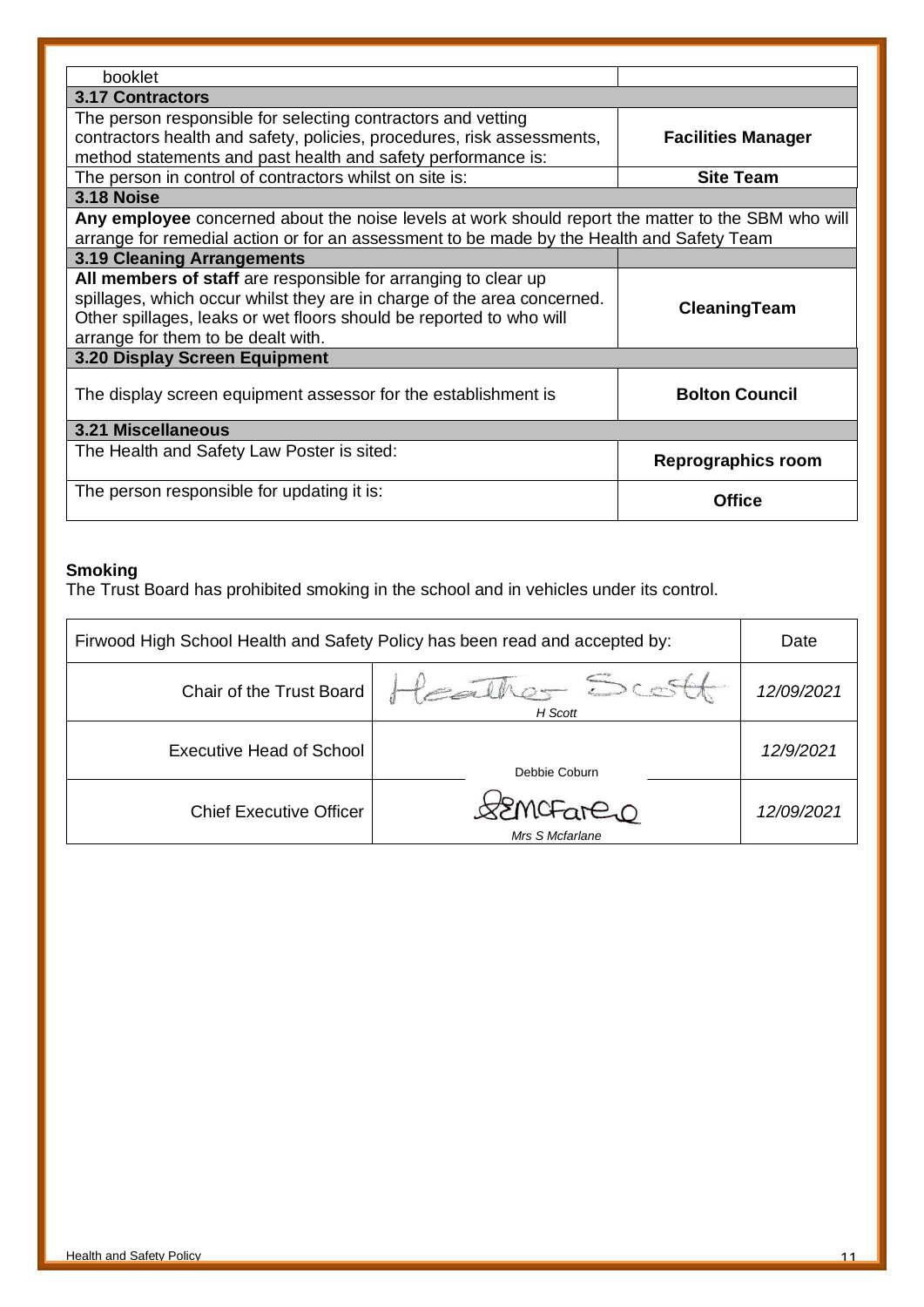| booklet | |
|---|---|
| **3.17 Contractors** | |
| The person responsible for selecting contractors and vetting contractors health and safety, policies, procedures, risk assessments, method statements and past health and safety performance is: | **Facilities Manager** |
| The person in control of contractors whilst on site is: | **Site Team** |
| **3.18 Noise** | |
| **Any employee** concerned about the noise levels at work should report the matter to the SBM who will arrange for remedial action or for an assessment to be made by the Health and Safety Team | |
| **3.19 Cleaning Arrangements** | |
| **All members of staff** are responsible for arranging to clear up spillages, which occur whilst they are in charge of the area concerned. Other spillages, leaks or wet floors should be reported to who will arrange for them to be dealt with. | **CleaningTeam** |
| **3.20 Display Screen Equipment** | |
| The display screen equipment assessor for the establishment is | **Bolton Council** |
| **3.21 Miscellaneous** | |
| The Health and Safety Law Poster is sited: | **Reprographics room** |
| The person responsible for updating it is: | **Office** |

**Smoking**

The Trust Board has prohibited smoking in the school and in vehicles under its control.

| Firwood High School Health and Safety Policy has been read and accepted by: | | Date |
|---|---|---|
| Chair of the Trust Board | Heather Scott *H Scott* | *12/09/2021* |
| Executive Head of School | Debbie Coburn | *12/9/2021* |
| Chief Executive Officer | SEMcFarlane *Mrs S Mcfarlane* | *12/09/2021* |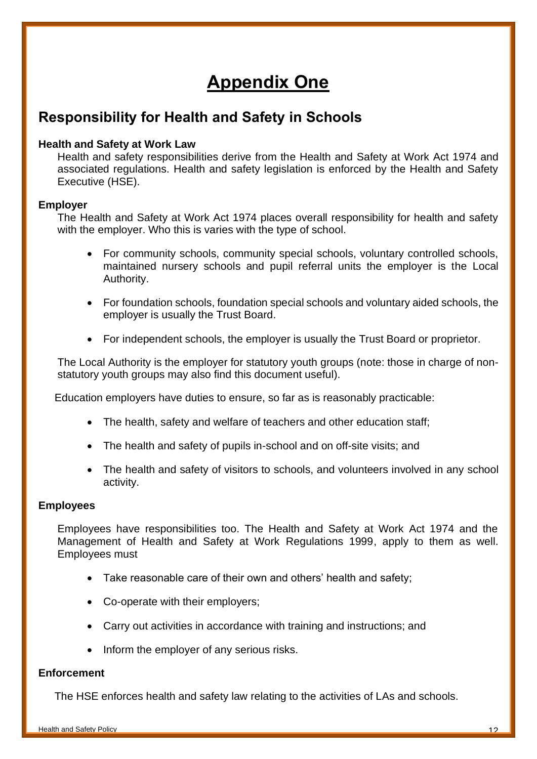# Appendix One

## Responsibility for Health and Safety in Schools

**Health and Safety at Work Law**

Health and safety responsibilities derive from the Health and Safety at Work Act 1974 and associated regulations. Health and safety legislation is enforced by the Health and Safety Executive (HSE).

**Employer**

The Health and Safety at Work Act 1974 places overall responsibility for health and safety with the employer. Who this is varies with the type of school.

- For community schools, community special schools, voluntary controlled schools, maintained nursery schools and pupil referral units the employer is the Local Authority.
- For foundation schools, foundation special schools and voluntary aided schools, the employer is usually the Trust Board.
- For independent schools, the employer is usually the Trust Board or proprietor.

The Local Authority is the employer for statutory youth groups (note: those in charge of non-statutory youth groups may also find this document useful).

Education employers have duties to ensure, so far as is reasonably practicable:

- The health, safety and welfare of teachers and other education staff;
- The health and safety of pupils in-school and on off-site visits; and
- The health and safety of visitors to schools, and volunteers involved in any school activity.

**Employees**

Employees have responsibilities too. The Health and Safety at Work Act 1974 and the Management of Health and Safety at Work Regulations 1999, apply to them as well. Employees must

- Take reasonable care of their own and others' health and safety;
- Co-operate with their employers;
- Carry out activities in accordance with training and instructions; and
- Inform the employer of any serious risks.

**Enforcement**

The HSE enforces health and safety law relating to the activities of LAs and schools.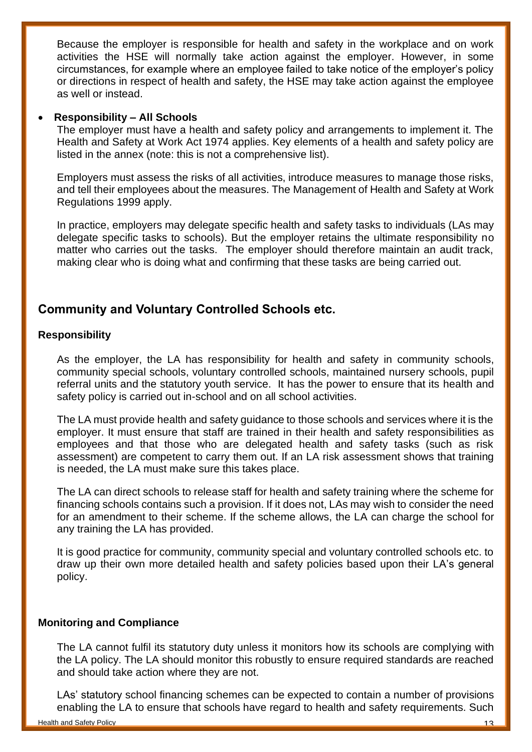Because the employer is responsible for health and safety in the workplace and on work activities the HSE will normally take action against the employer. However, in some circumstances, for example where an employee failed to take notice of the employer's policy or directions in respect of health and safety, the HSE may take action against the employee as well or instead.

- **Responsibility – All Schools**

  The employer must have a health and safety policy and arrangements to implement it. The Health and Safety at Work Act 1974 applies. Key elements of a health and safety policy are listed in the annex (note: this is not a comprehensive list).

  Employers must assess the risks of all activities, introduce measures to manage those risks, and tell their employees about the measures. The Management of Health and Safety at Work Regulations 1999 apply.

  In practice, employers may delegate specific health and safety tasks to individuals (LAs may delegate specific tasks to schools). But the employer retains the ultimate responsibility no matter who carries out the tasks. The employer should therefore maintain an audit track, making clear who is doing what and confirming that these tasks are being carried out.

## Community and Voluntary Controlled Schools etc.

### Responsibility

As the employer, the LA has responsibility for health and safety in community schools, community special schools, voluntary controlled schools, maintained nursery schools, pupil referral units and the statutory youth service. It has the power to ensure that its health and safety policy is carried out in-school and on all school activities.

The LA must provide health and safety guidance to those schools and services where it is the employer. It must ensure that staff are trained in their health and safety responsibilities as employees and that those who are delegated health and safety tasks (such as risk assessment) are competent to carry them out. If an LA risk assessment shows that training is needed, the LA must make sure this takes place.

The LA can direct schools to release staff for health and safety training where the scheme for financing schools contains such a provision. If it does not, LAs may wish to consider the need for an amendment to their scheme. If the scheme allows, the LA can charge the school for any training the LA has provided.

It is good practice for community, community special and voluntary controlled schools etc. to draw up their own more detailed health and safety policies based upon their LA's general policy.

### Monitoring and Compliance

The LA cannot fulfil its statutory duty unless it monitors how its schools are complying with the LA policy. The LA should monitor this robustly to ensure required standards are reached and should take action where they are not.

LAs' statutory school financing schemes can be expected to contain a number of provisions enabling the LA to ensure that schools have regard to health and safety requirements. Such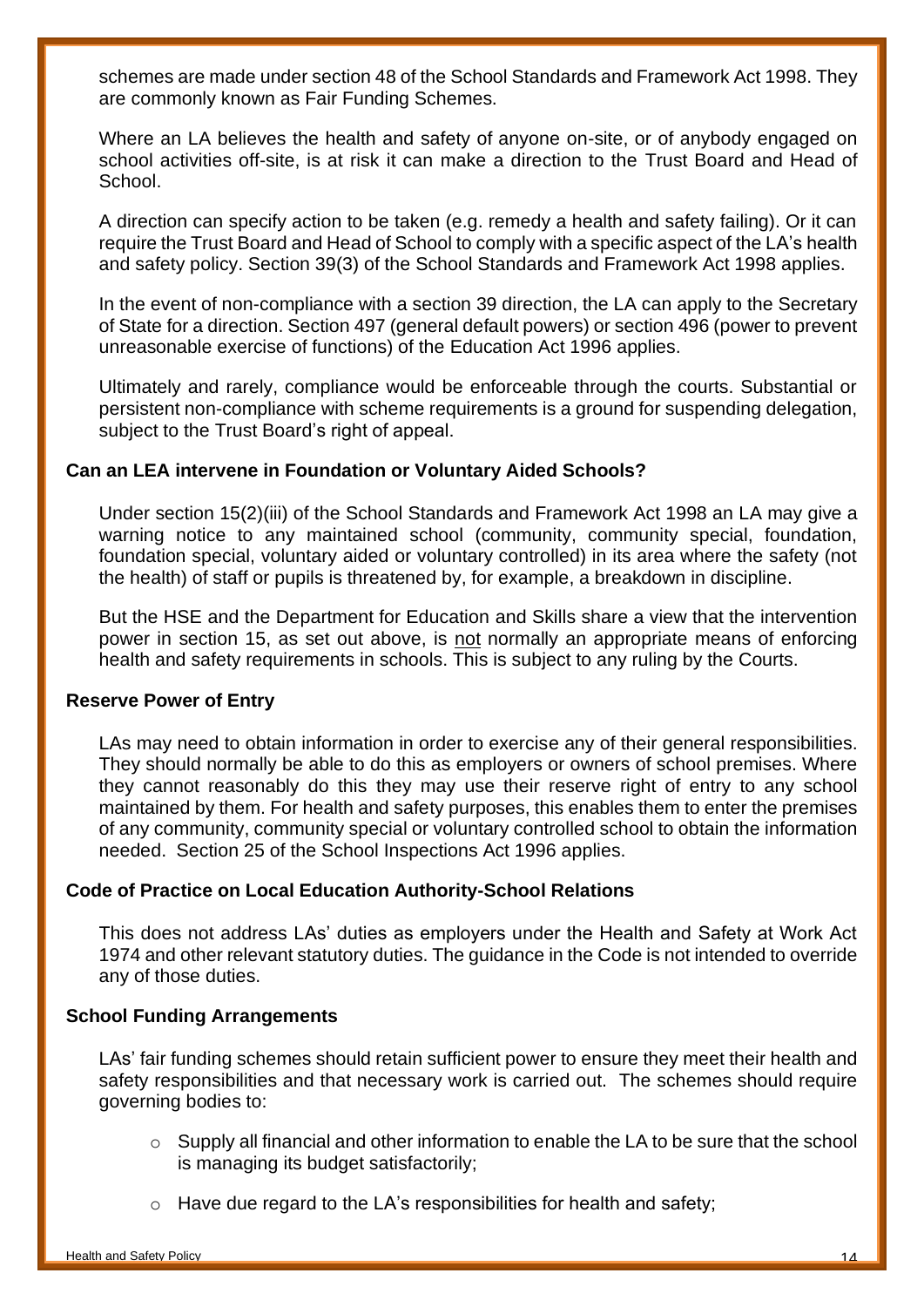schemes are made under section 48 of the School Standards and Framework Act 1998. They are commonly known as Fair Funding Schemes.

Where an LA believes the health and safety of anyone on-site, or of anybody engaged on school activities off-site, is at risk it can make a direction to the Trust Board and Head of School.

A direction can specify action to be taken (e.g. remedy a health and safety failing). Or it can require the Trust Board and Head of School to comply with a specific aspect of the LA's health and safety policy. Section 39(3) of the School Standards and Framework Act 1998 applies.

In the event of non-compliance with a section 39 direction, the LA can apply to the Secretary of State for a direction. Section 497 (general default powers) or section 496 (power to prevent unreasonable exercise of functions) of the Education Act 1996 applies.

Ultimately and rarely, compliance would be enforceable through the courts. Substantial or persistent non-compliance with scheme requirements is a ground for suspending delegation, subject to the Trust Board's right of appeal.

**Can an LEA intervene in Foundation or Voluntary Aided Schools?**

Under section 15(2)(iii) of the School Standards and Framework Act 1998 an LA may give a warning notice to any maintained school (community, community special, foundation, foundation special, voluntary aided or voluntary controlled) in its area where the safety (not the health) of staff or pupils is threatened by, for example, a breakdown in discipline.

But the HSE and the Department for Education and Skills share a view that the intervention power in section 15, as set out above, is <u>not</u> normally an appropriate means of enforcing health and safety requirements in schools. This is subject to any ruling by the Courts.

**Reserve Power of Entry**

LAs may need to obtain information in order to exercise any of their general responsibilities. They should normally be able to do this as employers or owners of school premises. Where they cannot reasonably do this they may use their reserve right of entry to any school maintained by them. For health and safety purposes, this enables them to enter the premises of any community, community special or voluntary controlled school to obtain the information needed. Section 25 of the School Inspections Act 1996 applies.

**Code of Practice on Local Education Authority-School Relations**

This does not address LAs' duties as employers under the Health and Safety at Work Act 1974 and other relevant statutory duties. The guidance in the Code is not intended to override any of those duties.

**School Funding Arrangements**

LAs' fair funding schemes should retain sufficient power to ensure they meet their health and safety responsibilities and that necessary work is carried out. The schemes should require governing bodies to:

- Supply all financial and other information to enable the LA to be sure that the school is managing its budget satisfactorily;
- Have due regard to the LA's responsibilities for health and safety;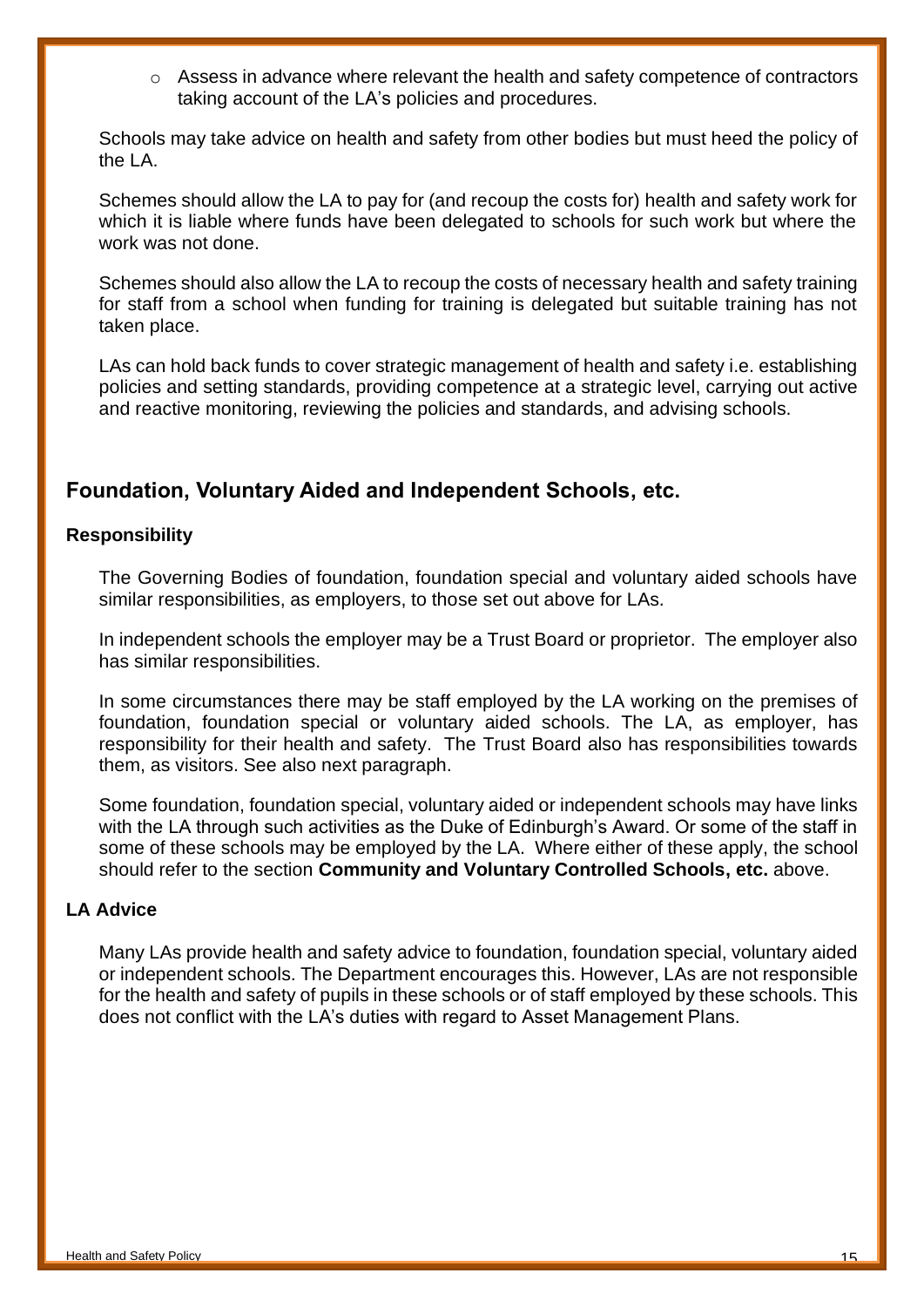- Assess in advance where relevant the health and safety competence of contractors taking account of the LA's policies and procedures.

Schools may take advice on health and safety from other bodies but must heed the policy of the LA.

Schemes should allow the LA to pay for (and recoup the costs for) health and safety work for which it is liable where funds have been delegated to schools for such work but where the work was not done.

Schemes should also allow the LA to recoup the costs of necessary health and safety training for staff from a school when funding for training is delegated but suitable training has not taken place.

LAs can hold back funds to cover strategic management of health and safety i.e. establishing policies and setting standards, providing competence at a strategic level, carrying out active and reactive monitoring, reviewing the policies and standards, and advising schools.

## Foundation, Voluntary Aided and Independent Schools, etc.

### Responsibility

The Governing Bodies of foundation, foundation special and voluntary aided schools have similar responsibilities, as employers, to those set out above for LAs.

In independent schools the employer may be a Trust Board or proprietor. The employer also has similar responsibilities.

In some circumstances there may be staff employed by the LA working on the premises of foundation, foundation special or voluntary aided schools. The LA, as employer, has responsibility for their health and safety. The Trust Board also has responsibilities towards them, as visitors. See also next paragraph.

Some foundation, foundation special, voluntary aided or independent schools may have links with the LA through such activities as the Duke of Edinburgh's Award. Or some of the staff in some of these schools may be employed by the LA. Where either of these apply, the school should refer to the section **Community and Voluntary Controlled Schools, etc.** above.

### LA Advice

Many LAs provide health and safety advice to foundation, foundation special, voluntary aided or independent schools. The Department encourages this. However, LAs are not responsible for the health and safety of pupils in these schools or of staff employed by these schools. This does not conflict with the LA's duties with regard to Asset Management Plans.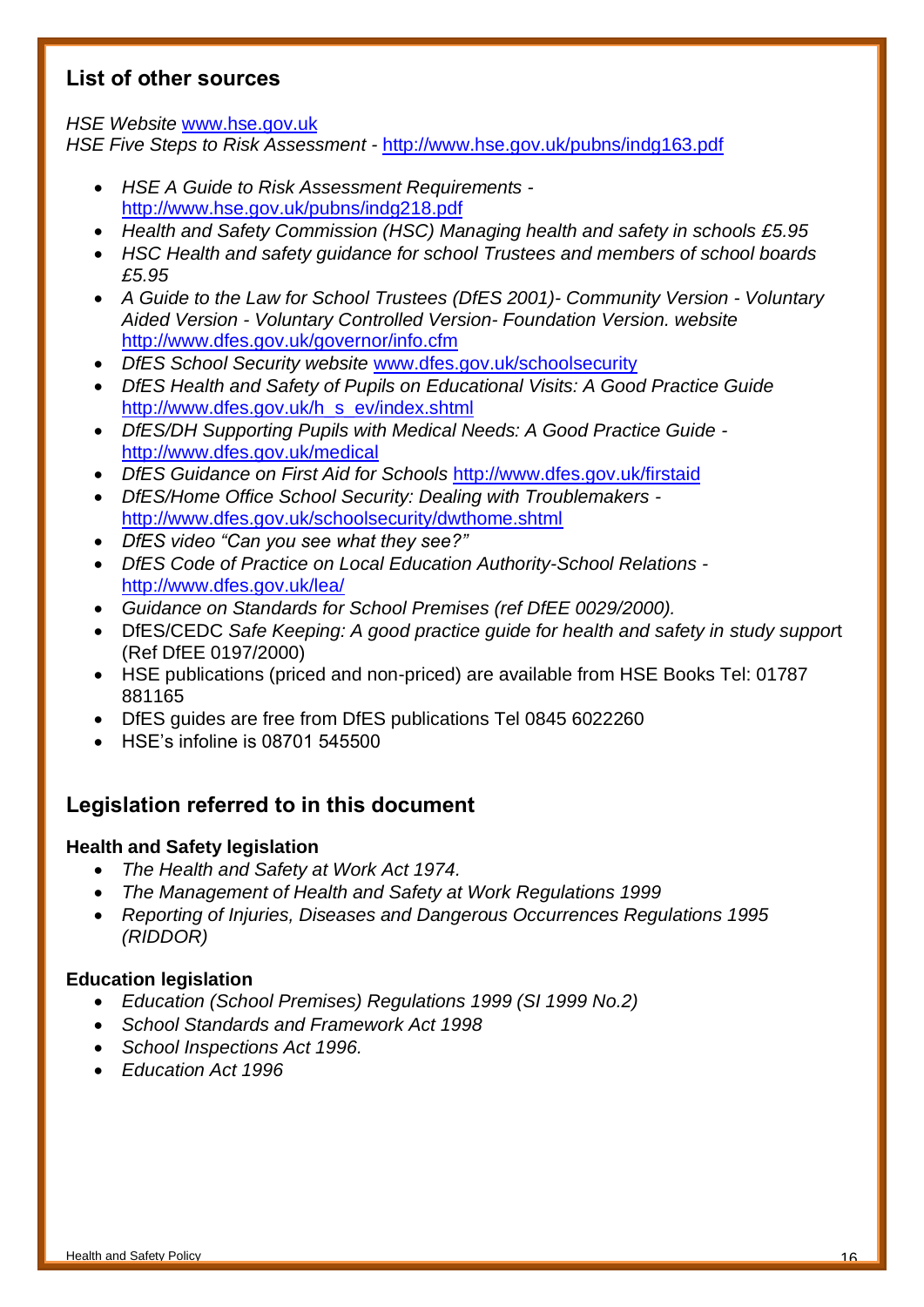## List of other sources

*HSE Website* www.hse.gov.uk
*HSE Five Steps to Risk Assessment -* http://www.hse.gov.uk/pubns/indg163.pdf

- *HSE A Guide to Risk Assessment Requirements -* http://www.hse.gov.uk/pubns/indg218.pdf
- *Health and Safety Commission (HSC) Managing health and safety in schools £5.95*
- *HSC Health and safety guidance for school Trustees and members of school boards £5.95*
- *A Guide to the Law for School Trustees (DfES 2001)- Community Version - Voluntary Aided Version - Voluntary Controlled Version- Foundation Version. website* http://www.dfes.gov.uk/governor/info.cfm
- *DfES School Security website* www.dfes.gov.uk/schoolsecurity
- *DfES Health and Safety of Pupils on Educational Visits: A Good Practice Guide* http://www.dfes.gov.uk/h_s_ev/index.shtml
- *DfES/DH Supporting Pupils with Medical Needs: A Good Practice Guide -* http://www.dfes.gov.uk/medical
- *DfES Guidance on First Aid for Schools* http://www.dfes.gov.uk/firstaid
- *DfES/Home Office School Security: Dealing with Troublemakers -* http://www.dfes.gov.uk/schoolsecurity/dwthome.shtml
- *DfES video "Can you see what they see?"*
- *DfES Code of Practice on Local Education Authority-School Relations -* http://www.dfes.gov.uk/lea/
- *Guidance on Standards for School Premises (ref DfEE 0029/2000).*
- DfES/CEDC *Safe Keeping: A good practice guide for health and safety in study suppor*t (Ref DfEE 0197/2000)
- HSE publications (priced and non-priced) are available from HSE Books Tel: 01787 881165
- DfES guides are free from DfES publications Tel 0845 6022260
- HSE's infoline is 08701 545500

## Legislation referred to in this document

### Health and Safety legislation

- *The Health and Safety at Work Act 1974.*
- *The Management of Health and Safety at Work Regulations 1999*
- *Reporting of Injuries, Diseases and Dangerous Occurrences Regulations 1995 (RIDDOR)*

### Education legislation

- *Education (School Premises) Regulations 1999 (SI 1999 No.2)*
- *School Standards and Framework Act 1998*
- *School Inspections Act 1996.*
- *Education Act 1996*